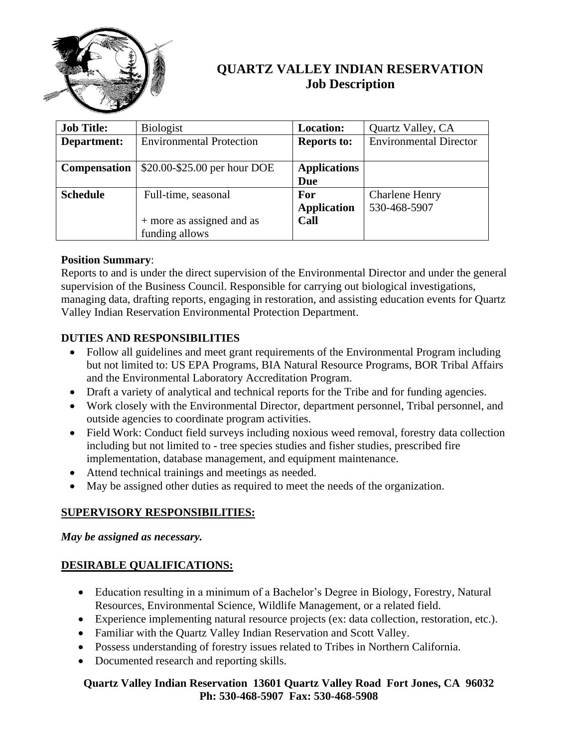# QUARTZ VALLEY INDIAN RESERVATION
## Job Description

| **Job Title:** | Biologist | **Location:** | Quartz Valley, CA |
|---|---|---|---|
| **Department:** | Environmental Protection | **Reports to:** | Environmental Director |
| **Compensation** | $20.00-$25.00 per hour DOE | **Applications Due** | |
| **Schedule** | Full-time, seasonal<br><br>+ more as assigned and as funding allows | **For Application Call** | Charlene Henry<br>530-468-5907 |

**Position Summary**:
Reports to and is under the direct supervision of the Environmental Director and under the general supervision of the Business Council. Responsible for carrying out biological investigations, managing data, drafting reports, engaging in restoration, and assisting education events for Quartz Valley Indian Reservation Environmental Protection Department.

**DUTIES AND RESPONSIBILITIES**

- Follow all guidelines and meet grant requirements of the Environmental Program including but not limited to: US EPA Programs, BIA Natural Resource Programs, BOR Tribal Affairs and the Environmental Laboratory Accreditation Program.
- Draft a variety of analytical and technical reports for the Tribe and for funding agencies.
- Work closely with the Environmental Director, department personnel, Tribal personnel, and outside agencies to coordinate program activities.
- Field Work: Conduct field surveys including noxious weed removal, forestry data collection including but not limited to - tree species studies and fisher studies, prescribed fire implementation, database management, and equipment maintenance.
- Attend technical trainings and meetings as needed.
- May be assigned other duties as required to meet the needs of the organization.

**SUPERVISORY RESPONSIBILITIES:**

***May be assigned as necessary.***

**DESIRABLE QUALIFICATIONS:**

- Education resulting in a minimum of a Bachelor's Degree in Biology, Forestry, Natural Resources, Environmental Science, Wildlife Management, or a related field.
- Experience implementing natural resource projects (ex: data collection, restoration, etc.).
- Familiar with the Quartz Valley Indian Reservation and Scott Valley.
- Possess understanding of forestry issues related to Tribes in Northern California.
- Documented research and reporting skills.

**Quartz Valley Indian Reservation 13601 Quartz Valley Road Fort Jones, CA 96032**
**Ph: 530-468-5907 Fax: 530-468-5908**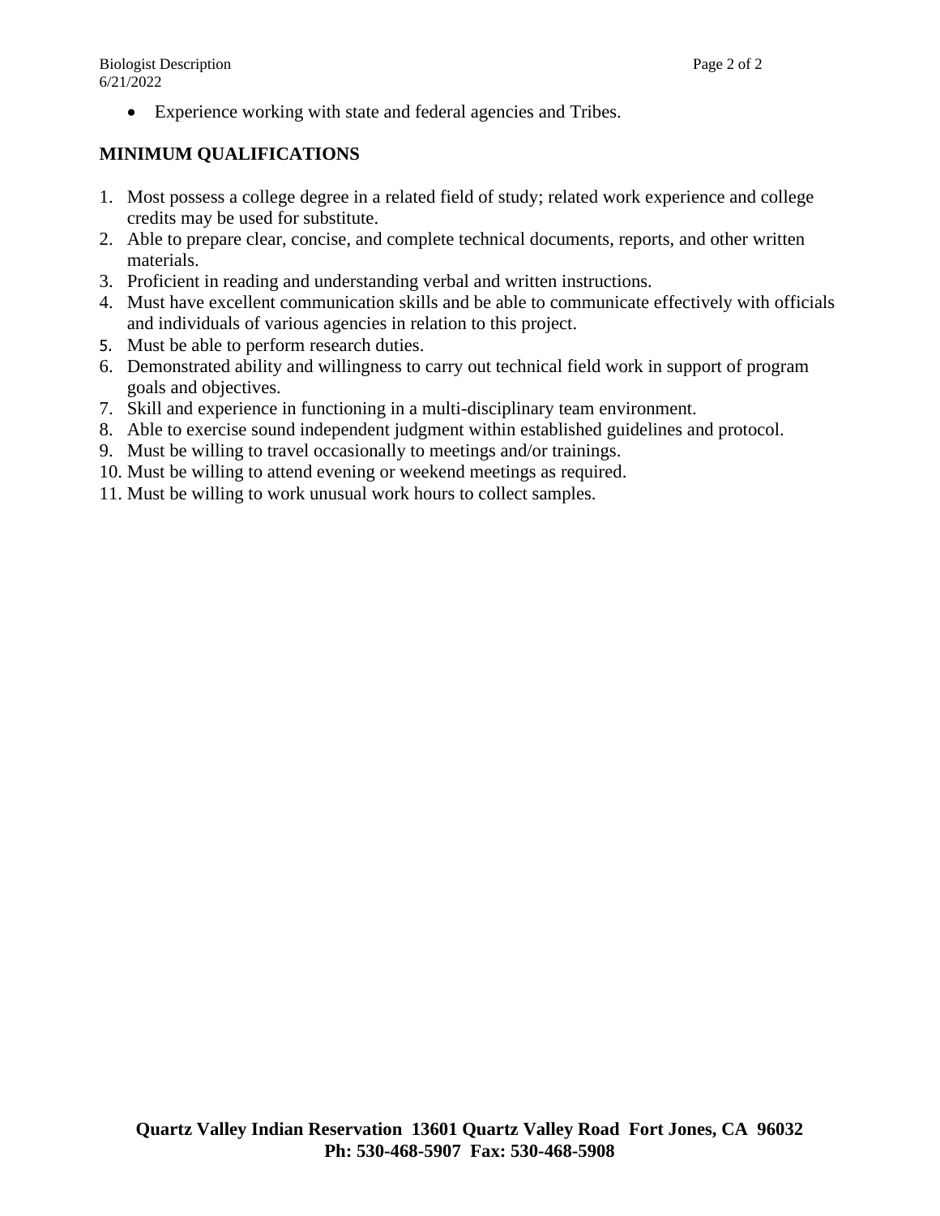- Experience working with state and federal agencies and Tribes.

## MINIMUM QUALIFICATIONS

1. Most possess a college degree in a related field of study; related work experience and college credits may be used for substitute.
2. Able to prepare clear, concise, and complete technical documents, reports, and other written materials.
3. Proficient in reading and understanding verbal and written instructions.
4. Must have excellent communication skills and be able to communicate effectively with officials and individuals of various agencies in relation to this project.
5. Must be able to perform research duties.
6. Demonstrated ability and willingness to carry out technical field work in support of program goals and objectives.
7. Skill and experience in functioning in a multi-disciplinary team environment.
8. Able to exercise sound independent judgment within established guidelines and protocol.
9. Must be willing to travel occasionally to meetings and/or trainings.
10. Must be willing to attend evening or weekend meetings as required.
11. Must be willing to work unusual work hours to collect samples.